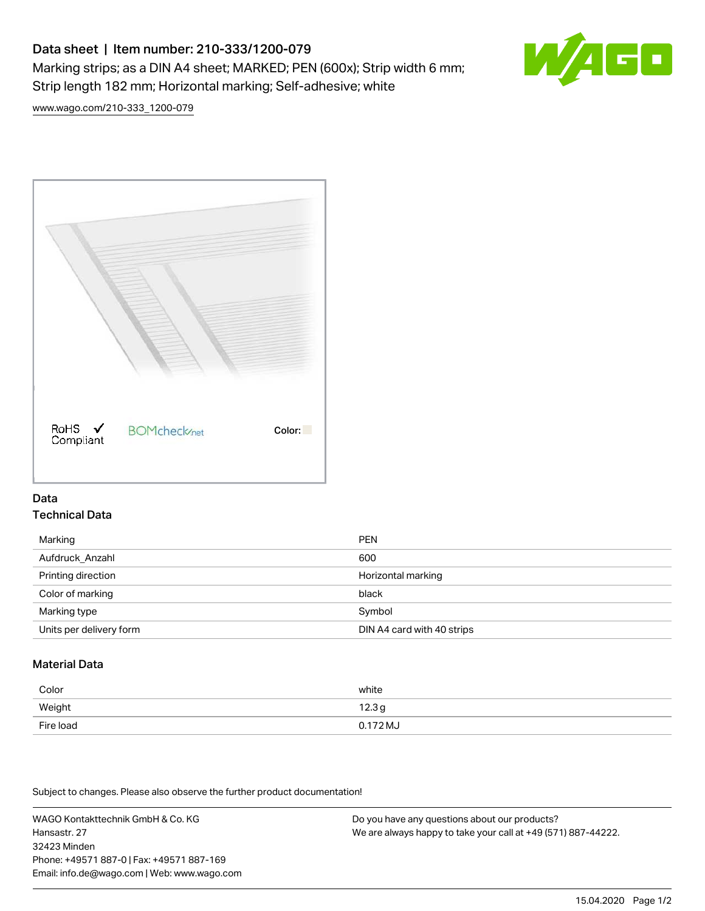# Data sheet | Item number: 210-333/1200-079

Marking strips; as a DIN A4 sheet; MARKED; PEN (600x); Strip width 6 mm; Strip length 182 mm; Horizontal marking; Self-adhesive; white

www.wago.com/210-333_1200-079

RoHS Compliant

BOMcheck.net

Color:

## Data

### Technical Data

| | |
|---|---|
| Marking | PEN |
| Aufdruck_Anzahl | 600 |
| Printing direction | Horizontal marking |
| Color of marking | black |
| Marking type | Symbol |
| Units per delivery form | DIN A4 card with 40 strips |

### Material Data

| | |
|---|---|
| Color | white |
| Weight | 12.3 g |
| Fire load | 0.172 MJ |

Subject to changes. Please also observe the further product documentation!

WAGO Kontakttechnik GmbH & Co. KG
Hansastr. 27
32423 Minden
Phone: +49571 887-0 | Fax: +49571 887-169
Email: info.de@wago.com | Web: www.wago.com

Do you have any questions about our products?
We are always happy to take your call at +49 (571) 887-44222.

15.04.2020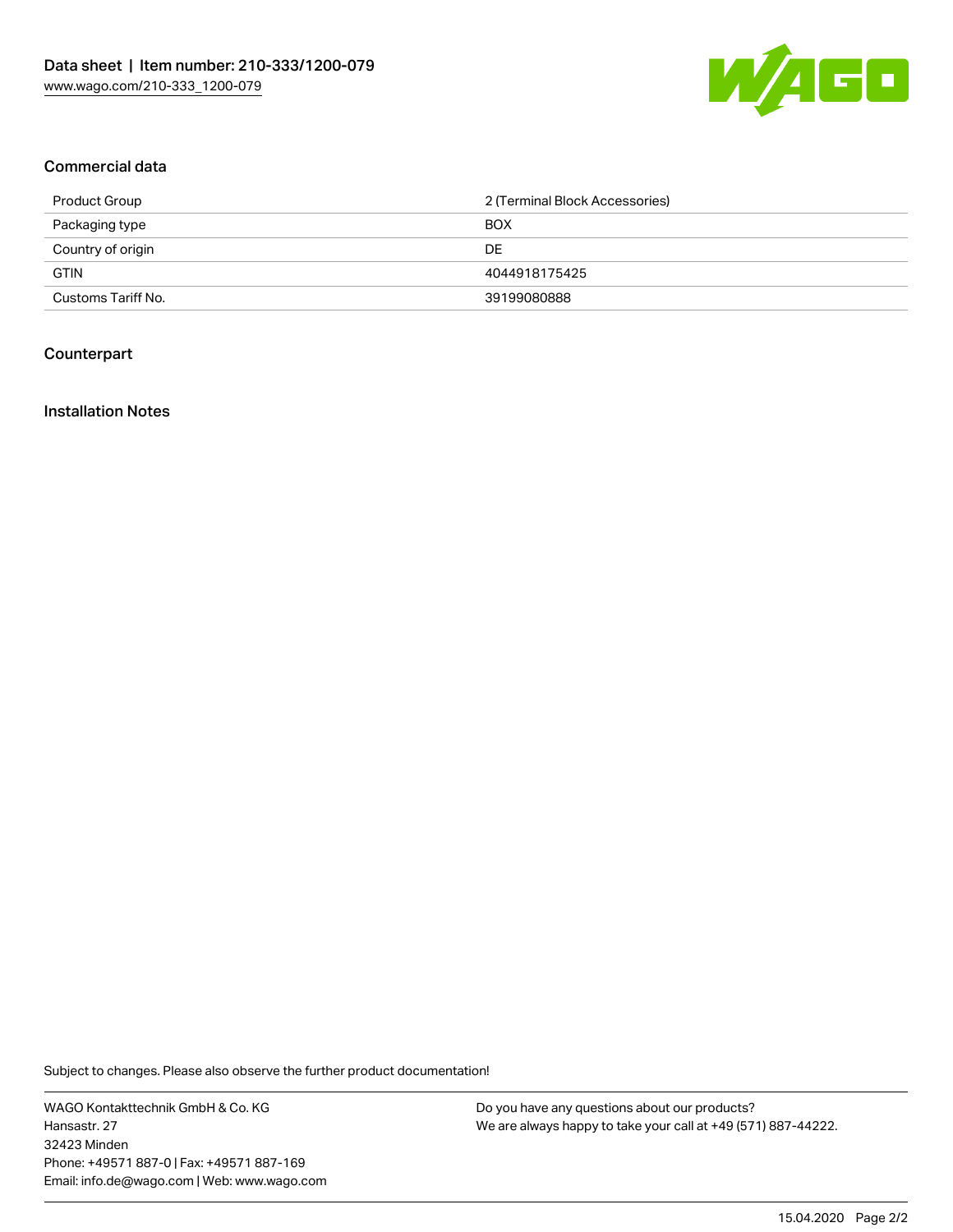## Commercial data

| | |
|---|---|
| Product Group | 2 (Terminal Block Accessories) |
| Packaging type | BOX |
| Country of origin | DE |
| GTIN | 4044918175425 |
| Customs Tariff No. | 39199080888 |

## Counterpart

## Installation Notes

Subject to changes. Please also observe the further product documentation!

WAGO Kontakttechnik GmbH & Co. KG
Hansastr. 27
32423 Minden
Phone: +49571 887-0 | Fax: +49571 887-169
Email: info.de@wago.com | Web: www.wago.com

Do you have any questions about our products?
We are always happy to take your call at +49 (571) 887-44222.

15.04.2020